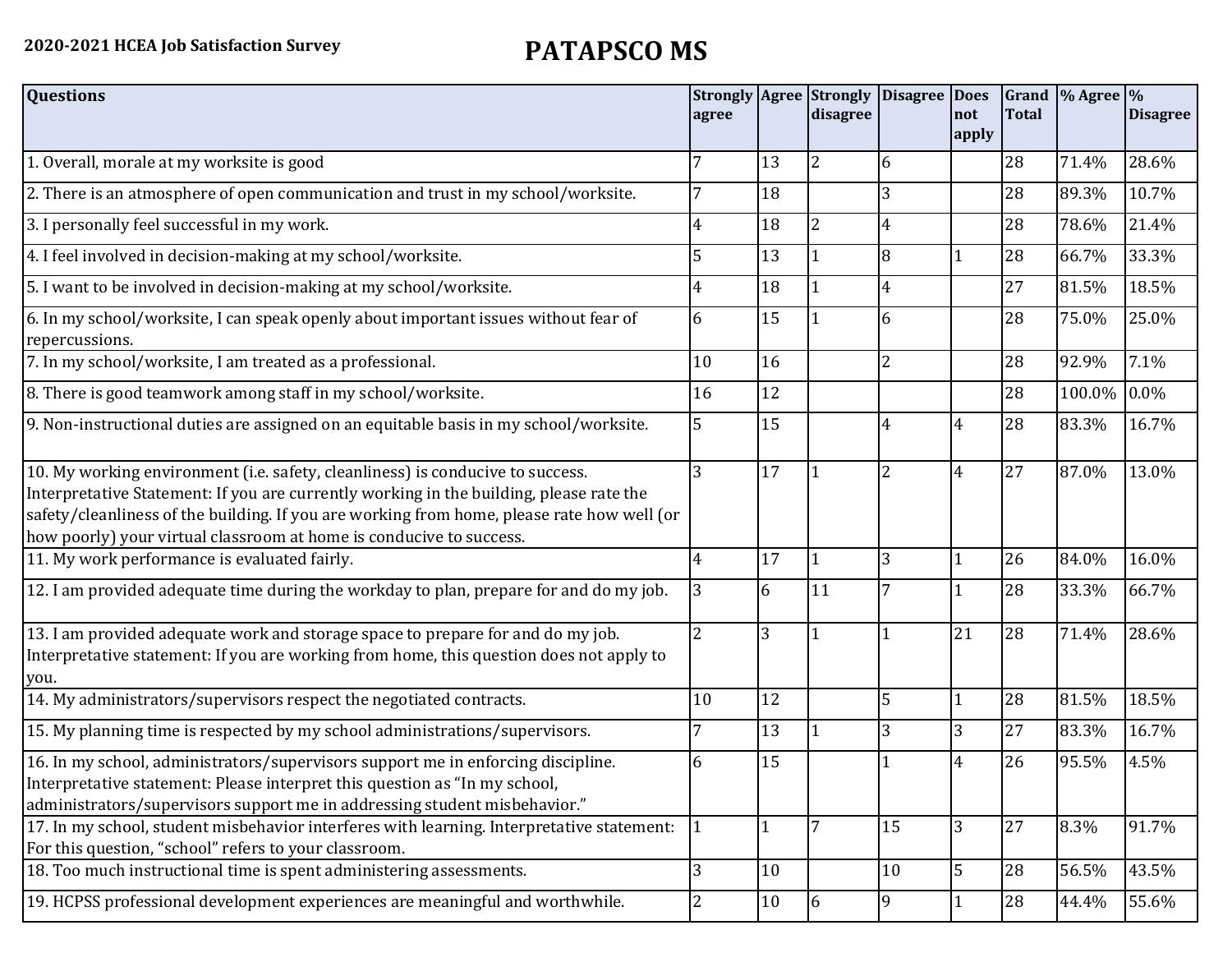2020-2021 HCEA Job Satisfaction Survey

# PATAPSCO MS

| Questions | Strongly agree | Agree | Strongly disagree | Disagree | Does not apply | Grand Total | % Agree | % Disagree |
|---|---|---|---|---|---|---|---|---|
| 1. Overall, morale at my worksite is good | 7 | 13 | 2 | 6 | | 28 | 71.4% | 28.6% |
| 2. There is an atmosphere of open communication and trust in my school/worksite. | 7 | 18 | | 3 | | 28 | 89.3% | 10.7% |
| 3. I personally feel successful in my work. | 4 | 18 | 2 | 4 | | 28 | 78.6% | 21.4% |
| 4. I feel involved in decision-making at my school/worksite. | 5 | 13 | 1 | 8 | 1 | 28 | 66.7% | 33.3% |
| 5. I want to be involved in decision-making at my school/worksite. | 4 | 18 | 1 | 4 | | 27 | 81.5% | 18.5% |
| 6. In my school/worksite, I can speak openly about important issues without fear of repercussions. | 6 | 15 | 1 | 6 | | 28 | 75.0% | 25.0% |
| 7. In my school/worksite, I am treated as a professional. | 10 | 16 | | 2 | | 28 | 92.9% | 7.1% |
| 8. There is good teamwork among staff in my school/worksite. | 16 | 12 | | | | 28 | 100.0% | 0.0% |
| 9. Non-instructional duties are assigned on an equitable basis in my school/worksite. | 5 | 15 | | 4 | 4 | 28 | 83.3% | 16.7% |
| 10. My working environment (i.e. safety, cleanliness) is conducive to success. Interpretative Statement: If you are currently working in the building, please rate the safety/cleanliness of the building. If you are working from home, please rate how well (or how poorly) your virtual classroom at home is conducive to success. | 3 | 17 | 1 | 2 | 4 | 27 | 87.0% | 13.0% |
| 11. My work performance is evaluated fairly. | 4 | 17 | 1 | 3 | 1 | 26 | 84.0% | 16.0% |
| 12. I am provided adequate time during the workday to plan, prepare for and do my job. | 3 | 6 | 11 | 7 | 1 | 28 | 33.3% | 66.7% |
| 13. I am provided adequate work and storage space to prepare for and do my job. Interpretative statement: If you are working from home, this question does not apply to you. | 2 | 3 | 1 | 1 | 21 | 28 | 71.4% | 28.6% |
| 14. My administrators/supervisors respect the negotiated contracts. | 10 | 12 | | 5 | 1 | 28 | 81.5% | 18.5% |
| 15. My planning time is respected by my school administrations/supervisors. | 7 | 13 | 1 | 3 | 3 | 27 | 83.3% | 16.7% |
| 16. In my school, administrators/supervisors support me in enforcing discipline. Interpretative statement: Please interpret this question as "In my school, administrators/supervisors support me in addressing student misbehavior." | 6 | 15 | | 1 | 4 | 26 | 95.5% | 4.5% |
| 17. In my school, student misbehavior interferes with learning. Interpretative statement: For this question, "school" refers to your classroom. | 1 | 1 | 7 | 15 | 3 | 27 | 8.3% | 91.7% |
| 18. Too much instructional time is spent administering assessments. | 3 | 10 | | 10 | 5 | 28 | 56.5% | 43.5% |
| 19. HCPSS professional development experiences are meaningful and worthwhile. | 2 | 10 | 6 | 9 | 1 | 28 | 44.4% | 55.6% |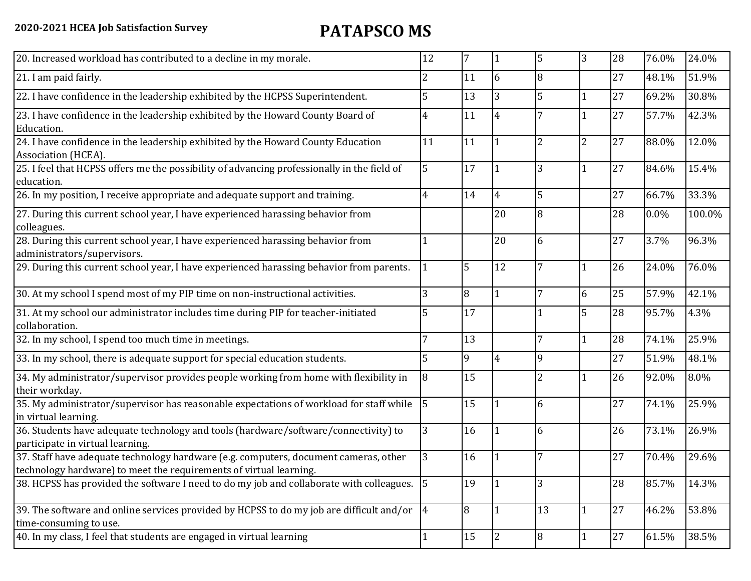| | | | | | | | | |
|---|---|---|---|---|---|---|---|---|
| 20. Increased workload has contributed to a decline in my morale. | 12 | 7 | 1 | 5 | 3 | 28 | 76.0% | 24.0% |
| 21. I am paid fairly. | 2 | 11 | 6 | 8 | | 27 | 48.1% | 51.9% |
| 22. I have confidence in the leadership exhibited by the HCPSS Superintendent. | 5 | 13 | 3 | 5 | 1 | 27 | 69.2% | 30.8% |
| 23. I have confidence in the leadership exhibited by the Howard County Board of Education. | 4 | 11 | 4 | 7 | 1 | 27 | 57.7% | 42.3% |
| 24. I have confidence in the leadership exhibited by the Howard County Education Association (HCEA). | 11 | 11 | 1 | 2 | 2 | 27 | 88.0% | 12.0% |
| 25. I feel that HCPSS offers me the possibility of advancing professionally in the field of education. | 5 | 17 | 1 | 3 | 1 | 27 | 84.6% | 15.4% |
| 26. In my position, I receive appropriate and adequate support and training. | 4 | 14 | 4 | 5 | | 27 | 66.7% | 33.3% |
| 27. During this current school year, I have experienced harassing behavior from colleagues. | | | 20 | 8 | | 28 | 0.0% | 100.0% |
| 28. During this current school year, I have experienced harassing behavior from administrators/supervisors. | 1 | | 20 | 6 | | 27 | 3.7% | 96.3% |
| 29. During this current school year, I have experienced harassing behavior from parents. | 1 | 5 | 12 | 7 | 1 | 26 | 24.0% | 76.0% |
| 30. At my school I spend most of my PIP time on non-instructional activities. | 3 | 8 | 1 | 7 | 6 | 25 | 57.9% | 42.1% |
| 31. At my school our administrator includes time during PIP for teacher-initiated collaboration. | 5 | 17 | | 1 | 5 | 28 | 95.7% | 4.3% |
| 32. In my school, I spend too much time in meetings. | 7 | 13 | | 7 | 1 | 28 | 74.1% | 25.9% |
| 33. In my school, there is adequate support for special education students. | 5 | 9 | 4 | 9 | | 27 | 51.9% | 48.1% |
| 34. My administrator/supervisor provides people working from home with flexibility in their workday. | 8 | 15 | | 2 | 1 | 26 | 92.0% | 8.0% |
| 35. My administrator/supervisor has reasonable expectations of workload for staff while in virtual learning. | 5 | 15 | 1 | 6 | | 27 | 74.1% | 25.9% |
| 36. Students have adequate technology and tools (hardware/software/connectivity) to participate in virtual learning. | 3 | 16 | 1 | 6 | | 26 | 73.1% | 26.9% |
| 37. Staff have adequate technology hardware (e.g. computers, document cameras, other technology hardware) to meet the requirements of virtual learning. | 3 | 16 | 1 | 7 | | 27 | 70.4% | 29.6% |
| 38. HCPSS has provided the software I need to do my job and collaborate with colleagues. | 5 | 19 | 1 | 3 | | 28 | 85.7% | 14.3% |
| 39. The software and online services provided by HCPSS to do my job are difficult and/or time-consuming to use. | 4 | 8 | 1 | 13 | 1 | 27 | 46.2% | 53.8% |
| 40. In my class, I feel that students are engaged in virtual learning | 1 | 15 | 2 | 8 | 1 | 27 | 61.5% | 38.5% |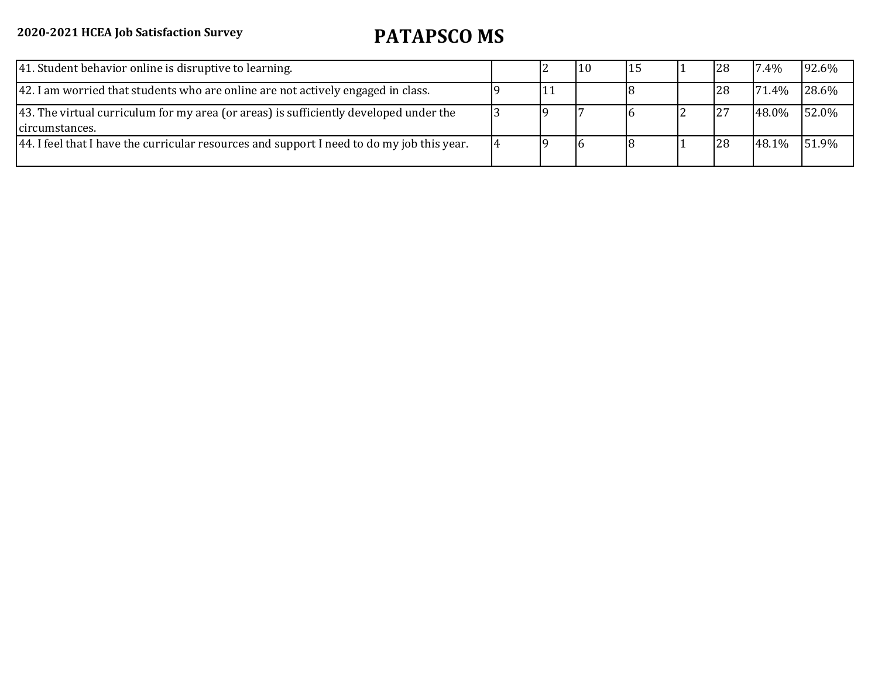| | | | | | | | | |
|---|---|---|---|---|---|---|---|---|
| 41. Student behavior online is disruptive to learning. | | 2 | 10 | 15 | 1 | 28 | 7.4% | 92.6% |
| 42. I am worried that students who are online are not actively engaged in class. | 9 | 11 | | 8 | | 28 | 71.4% | 28.6% |
| 43. The virtual curriculum for my area (or areas) is sufficiently developed under the circumstances. | 3 | 9 | 7 | 6 | 2 | 27 | 48.0% | 52.0% |
| 44. I feel that I have the curricular resources and support I need to do my job this year. | 4 | 9 | 6 | 8 | 1 | 28 | 48.1% | 51.9% |